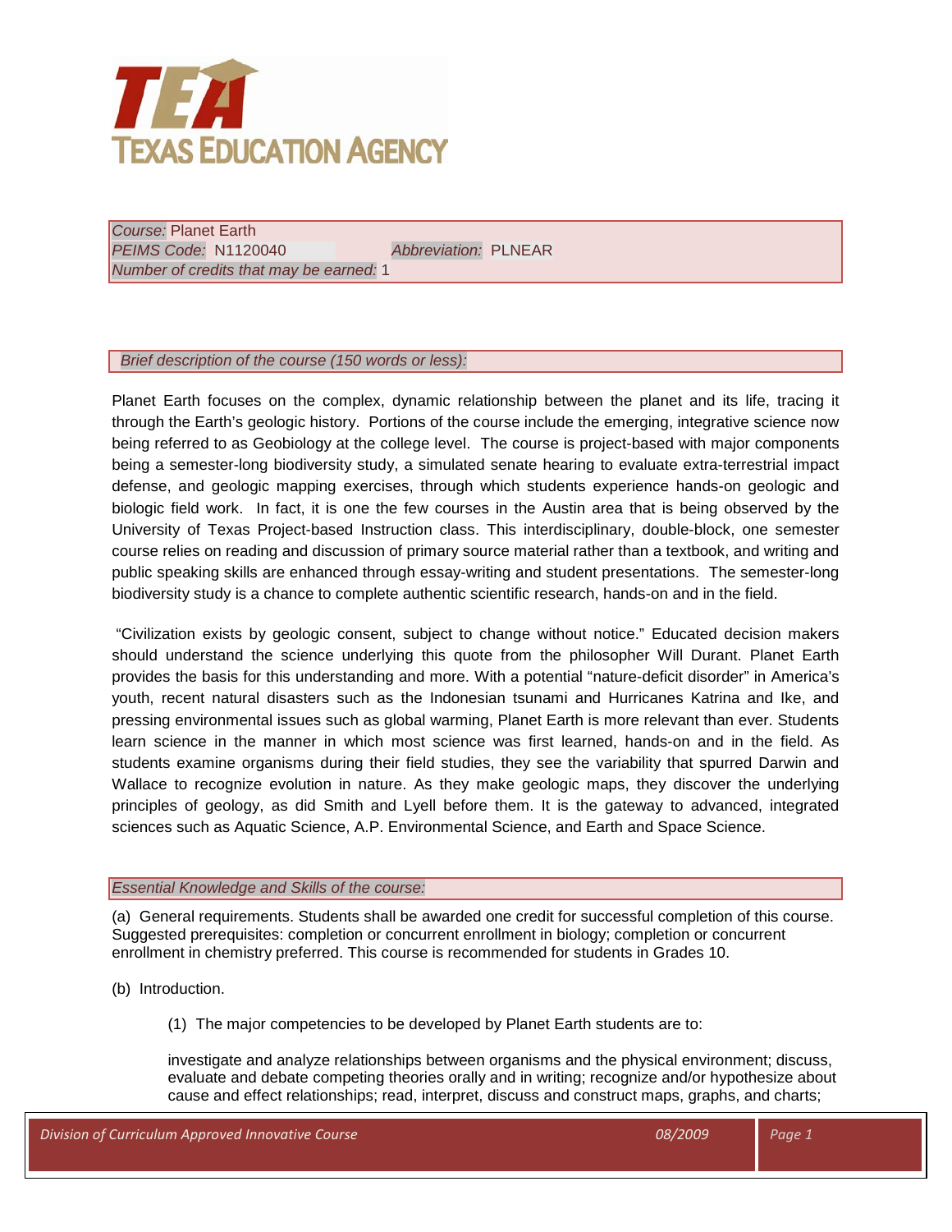TEXAS EDUCATION AGENCY

*Course:* Planet Earth
*PEIMS Code:* N1120040 *Abbreviation:* PLNEAR
*Number of credits that may be earned:* 1

*Brief description of the course (150 words or less):*

Planet Earth focuses on the complex, dynamic relationship between the planet and its life, tracing it through the Earth's geologic history. Portions of the course include the emerging, integrative science now being referred to as Geobiology at the college level. The course is project-based with major components being a semester-long biodiversity study, a simulated senate hearing to evaluate extra-terrestrial impact defense, and geologic mapping exercises, through which students experience hands-on geologic and biologic field work. In fact, it is one the few courses in the Austin area that is being observed by the University of Texas Project-based Instruction class. This interdisciplinary, double-block, one semester course relies on reading and discussion of primary source material rather than a textbook, and writing and public speaking skills are enhanced through essay-writing and student presentations. The semester-long biodiversity study is a chance to complete authentic scientific research, hands-on and in the field.

"Civilization exists by geologic consent, subject to change without notice." Educated decision makers should understand the science underlying this quote from the philosopher Will Durant. Planet Earth provides the basis for this understanding and more. With a potential "nature-deficit disorder" in America's youth, recent natural disasters such as the Indonesian tsunami and Hurricanes Katrina and Ike, and pressing environmental issues such as global warming, Planet Earth is more relevant than ever. Students learn science in the manner in which most science was first learned, hands-on and in the field. As students examine organisms during their field studies, they see the variability that spurred Darwin and Wallace to recognize evolution in nature. As they make geologic maps, they discover the underlying principles of geology, as did Smith and Lyell before them. It is the gateway to advanced, integrated sciences such as Aquatic Science, A.P. Environmental Science, and Earth and Space Science.

*Essential Knowledge and Skills of the course:*

(a) General requirements. Students shall be awarded one credit for successful completion of this course. Suggested prerequisites: completion or concurrent enrollment in biology; completion or concurrent enrollment in chemistry preferred. This course is recommended for students in Grades 10.

(b) Introduction.

(1) The major competencies to be developed by Planet Earth students are to:

investigate and analyze relationships between organisms and the physical environment; discuss, evaluate and debate competing theories orally and in writing; recognize and/or hypothesize about cause and effect relationships; read, interpret, discuss and construct maps, graphs, and charts;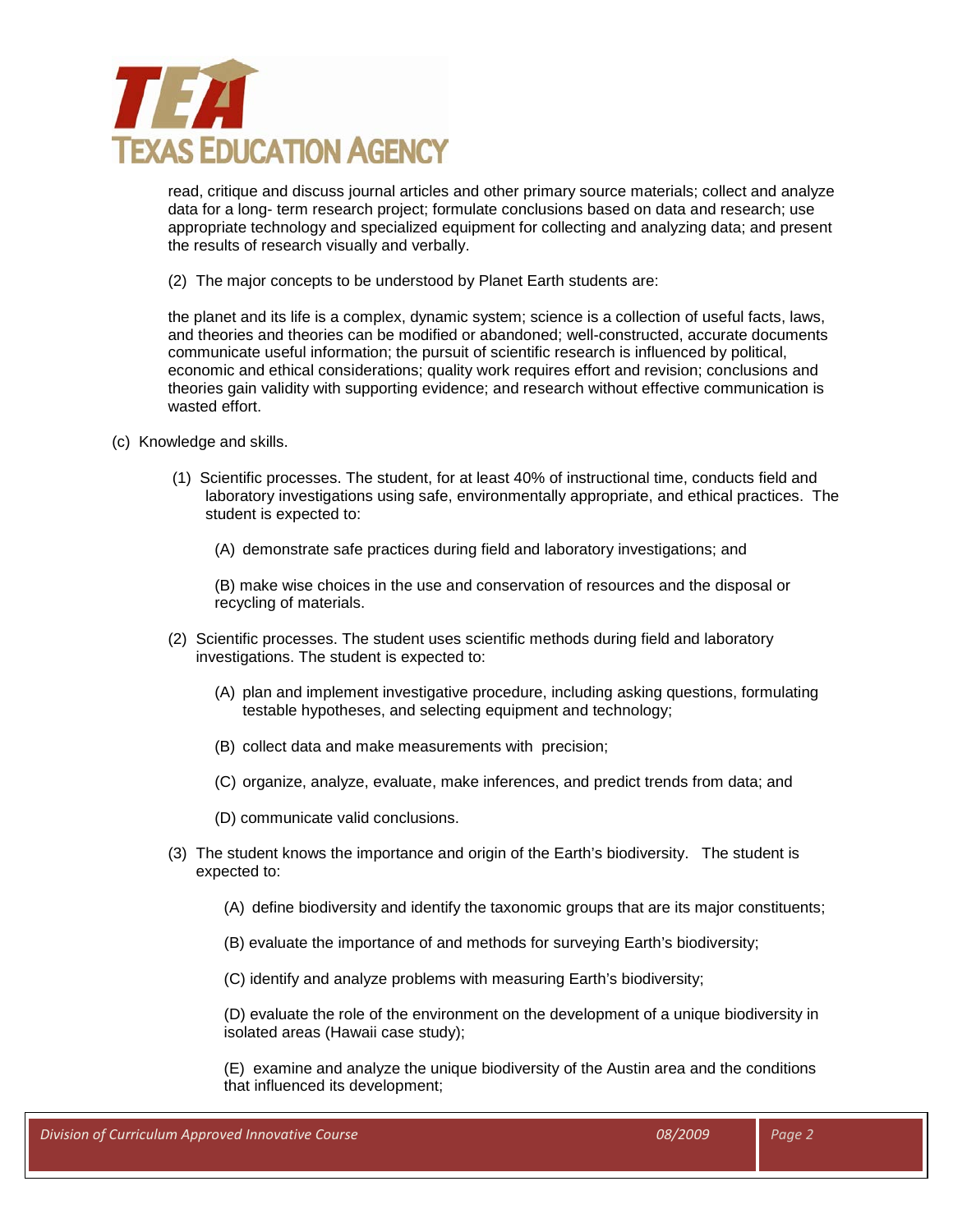read, critique and discuss journal articles and other primary source materials; collect and analyze data for a long- term research project; formulate conclusions based on data and research; use appropriate technology and specialized equipment for collecting and analyzing data; and present the results of research visually and verbally.

(2) The major concepts to be understood by Planet Earth students are:

the planet and its life is a complex, dynamic system; science is a collection of useful facts, laws, and theories and theories can be modified or abandoned; well-constructed, accurate documents communicate useful information; the pursuit of scientific research is influenced by political, economic and ethical considerations; quality work requires effort and revision; conclusions and theories gain validity with supporting evidence; and research without effective communication is wasted effort.

(c) Knowledge and skills.

(1) Scientific processes. The student, for at least 40% of instructional time, conducts field and laboratory investigations using safe, environmentally appropriate, and ethical practices. The student is expected to:

(A) demonstrate safe practices during field and laboratory investigations; and

(B) make wise choices in the use and conservation of resources and the disposal or recycling of materials.

(2) Scientific processes. The student uses scientific methods during field and laboratory investigations. The student is expected to:

(A) plan and implement investigative procedure, including asking questions, formulating testable hypotheses, and selecting equipment and technology;

(B) collect data and make measurements with precision;

(C) organize, analyze, evaluate, make inferences, and predict trends from data; and

(D) communicate valid conclusions.

(3) The student knows the importance and origin of the Earth's biodiversity. The student is expected to:

(A) define biodiversity and identify the taxonomic groups that are its major constituents;

(B) evaluate the importance of and methods for surveying Earth's biodiversity;

(C) identify and analyze problems with measuring Earth's biodiversity;

(D) evaluate the role of the environment on the development of a unique biodiversity in isolated areas (Hawaii case study);

(E) examine and analyze the unique biodiversity of the Austin area and the conditions that influenced its development;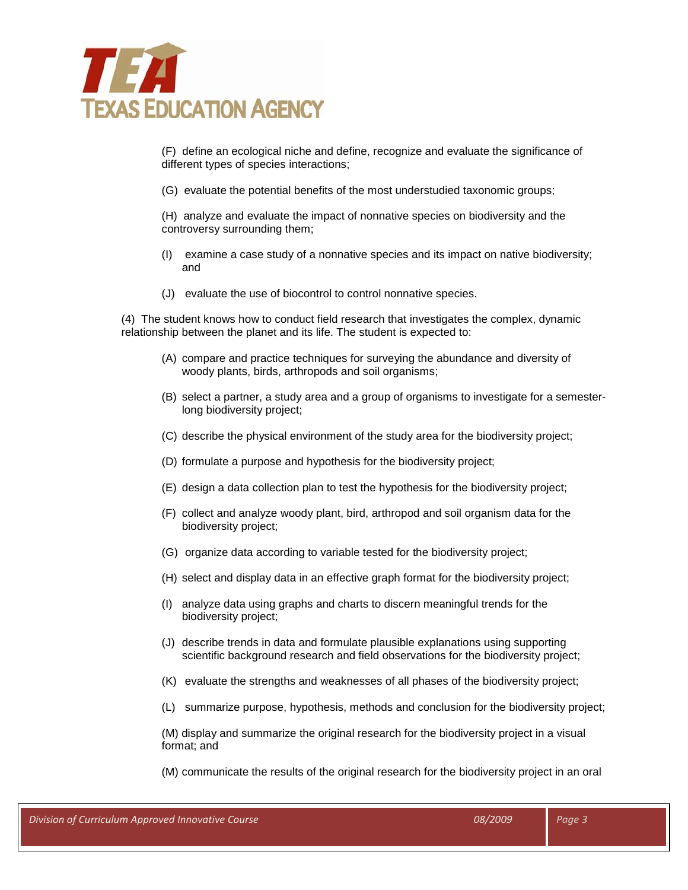(F) define an ecological niche and define, recognize and evaluate the significance of different types of species interactions;

(G) evaluate the potential benefits of the most understudied taxonomic groups;

(H) analyze and evaluate the impact of nonnative species on biodiversity and the controversy surrounding them;

(I) examine a case study of a nonnative species and its impact on native biodiversity; and

(J) evaluate the use of biocontrol to control nonnative species.

(4) The student knows how to conduct field research that investigates the complex, dynamic relationship between the planet and its life. The student is expected to:

(A) compare and practice techniques for surveying the abundance and diversity of woody plants, birds, arthropods and soil organisms;

(B) select a partner, a study area and a group of organisms to investigate for a semester-long biodiversity project;

(C) describe the physical environment of the study area for the biodiversity project;

(D) formulate a purpose and hypothesis for the biodiversity project;

(E) design a data collection plan to test the hypothesis for the biodiversity project;

(F) collect and analyze woody plant, bird, arthropod and soil organism data for the biodiversity project;

(G) organize data according to variable tested for the biodiversity project;

(H) select and display data in an effective graph format for the biodiversity project;

(I) analyze data using graphs and charts to discern meaningful trends for the biodiversity project;

(J) describe trends in data and formulate plausible explanations using supporting scientific background research and field observations for the biodiversity project;

(K) evaluate the strengths and weaknesses of all phases of the biodiversity project;

(L) summarize purpose, hypothesis, methods and conclusion for the biodiversity project;

(M) display and summarize the original research for the biodiversity project in a visual format; and

(M) communicate the results of the original research for the biodiversity project in an oral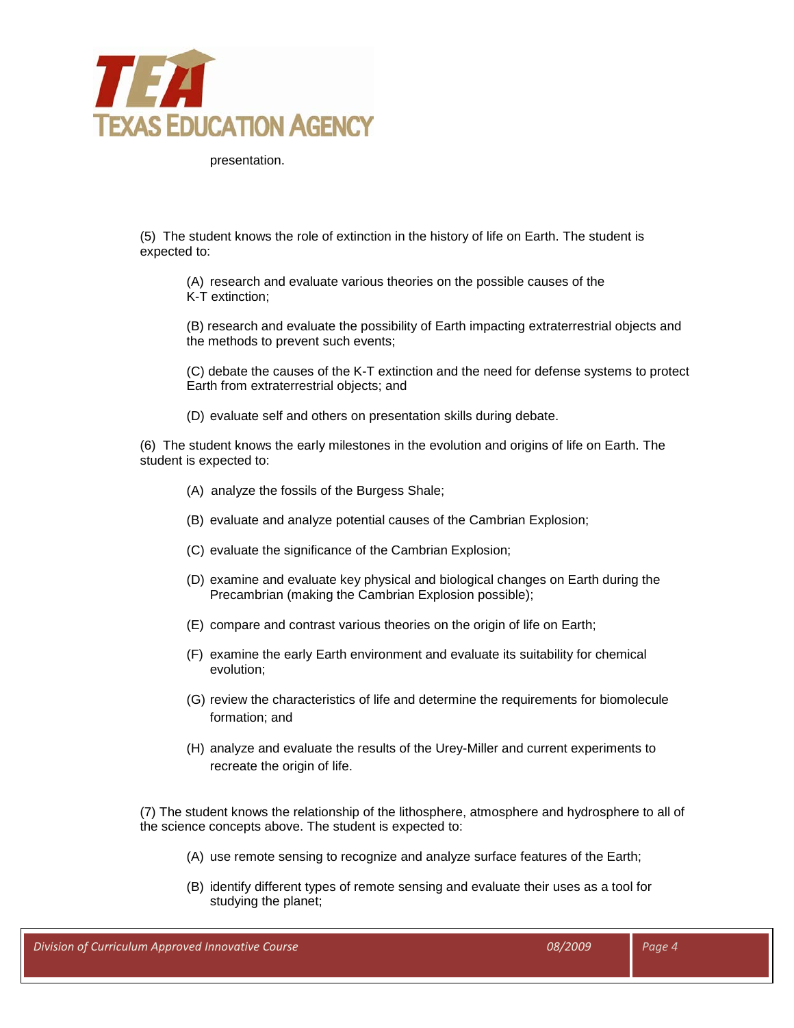presentation.

(5) The student knows the role of extinction in the history of life on Earth. The student is expected to:

(A) research and evaluate various theories on the possible causes of the K-T extinction;

(B) research and evaluate the possibility of Earth impacting extraterrestrial objects and the methods to prevent such events;

(C) debate the causes of the K-T extinction and the need for defense systems to protect Earth from extraterrestrial objects; and

(D) evaluate self and others on presentation skills during debate.

(6) The student knows the early milestones in the evolution and origins of life on Earth. The student is expected to:

(A) analyze the fossils of the Burgess Shale;

(B) evaluate and analyze potential causes of the Cambrian Explosion;

(C) evaluate the significance of the Cambrian Explosion;

(D) examine and evaluate key physical and biological changes on Earth during the Precambrian (making the Cambrian Explosion possible);

(E) compare and contrast various theories on the origin of life on Earth;

(F) examine the early Earth environment and evaluate its suitability for chemical evolution;

(G) review the characteristics of life and determine the requirements for biomolecule formation; and

(H) analyze and evaluate the results of the Urey-Miller and current experiments to recreate the origin of life.

(7) The student knows the relationship of the lithosphere, atmosphere and hydrosphere to all of the science concepts above. The student is expected to:

(A) use remote sensing to recognize and analyze surface features of the Earth;

(B) identify different types of remote sensing and evaluate their uses as a tool for studying the planet;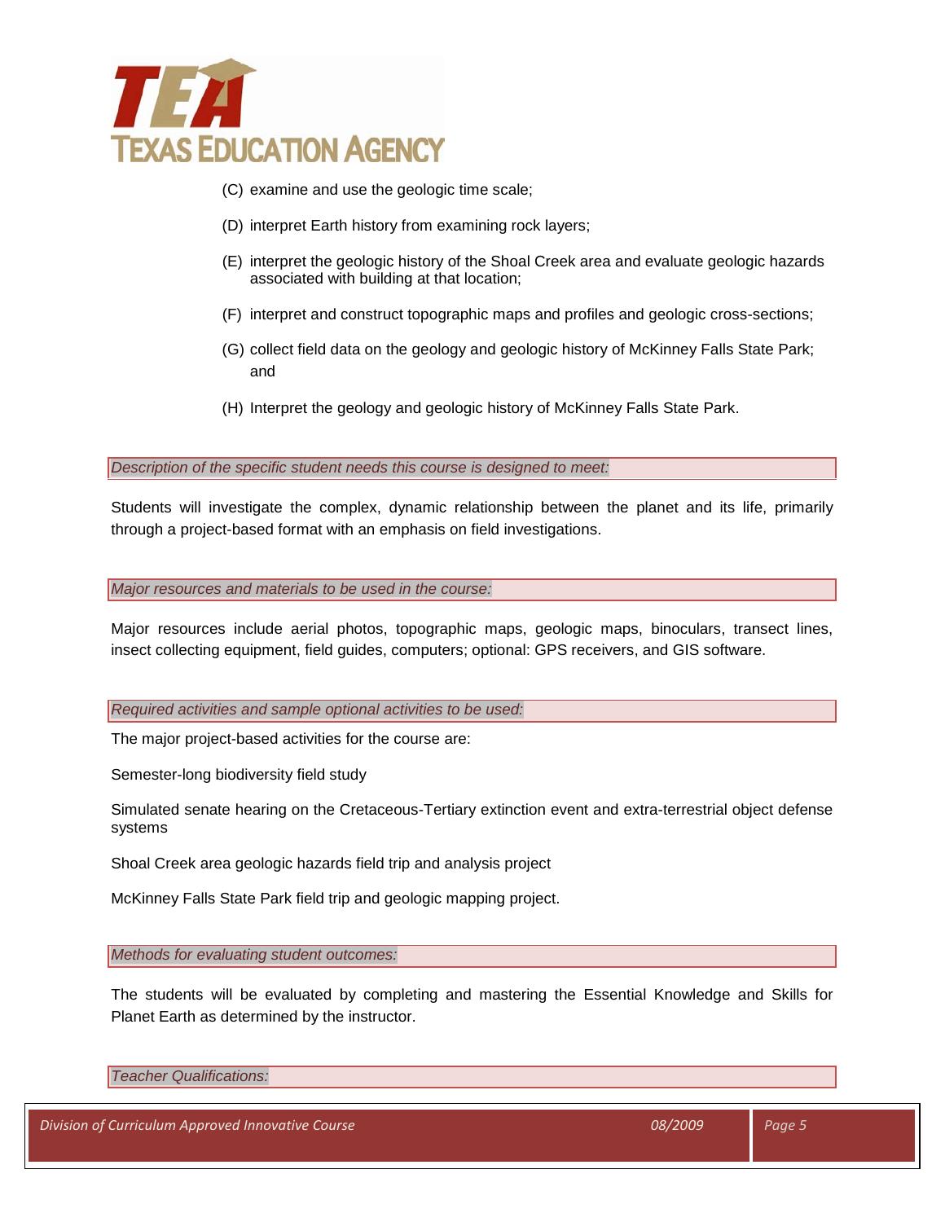(C) examine and use the geologic time scale;

(D) interpret Earth history from examining rock layers;

(E) interpret the geologic history of the Shoal Creek area and evaluate geologic hazards associated with building at that location;

(F) interpret and construct topographic maps and profiles and geologic cross-sections;

(G) collect field data on the geology and geologic history of McKinney Falls State Park; and

(H) Interpret the geology and geologic history of McKinney Falls State Park.

*Description of the specific student needs this course is designed to meet:*

Students will investigate the complex, dynamic relationship between the planet and its life, primarily through a project-based format with an emphasis on field investigations.

*Major resources and materials to be used in the course:*

Major resources include aerial photos, topographic maps, geologic maps, binoculars, transect lines, insect collecting equipment, field guides, computers; optional: GPS receivers, and GIS software.

*Required activities and sample optional activities to be used:*

The major project-based activities for the course are:

Semester-long biodiversity field study

Simulated senate hearing on the Cretaceous-Tertiary extinction event and extra-terrestrial object defense systems

Shoal Creek area geologic hazards field trip and analysis project

McKinney Falls State Park field trip and geologic mapping project.

*Methods for evaluating student outcomes:*

The students will be evaluated by completing and mastering the Essential Knowledge and Skills for Planet Earth as determined by the instructor.

*Teacher Qualifications:*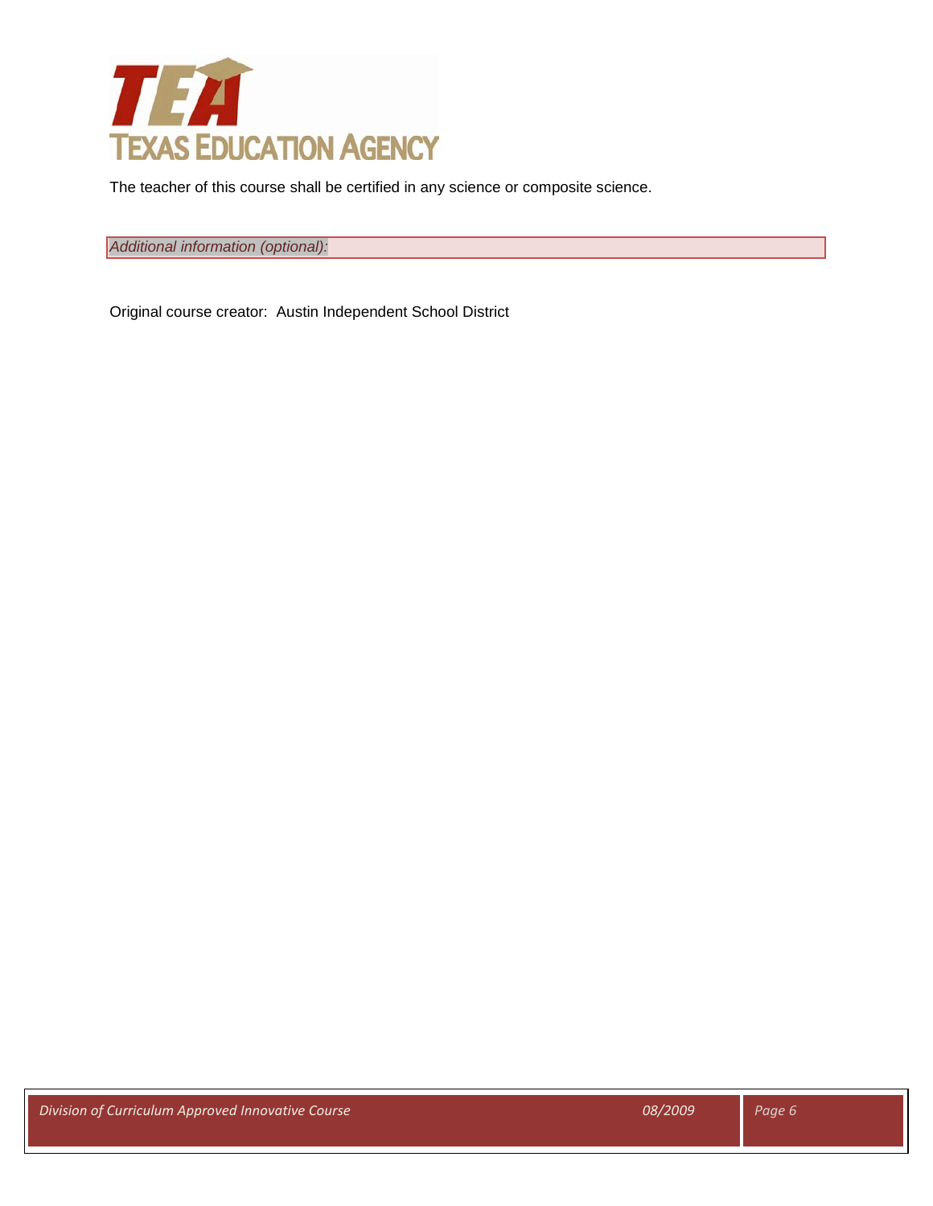The teacher of this course shall be certified in any science or composite science.

*Additional information (optional):*

Original course creator: Austin Independent School District